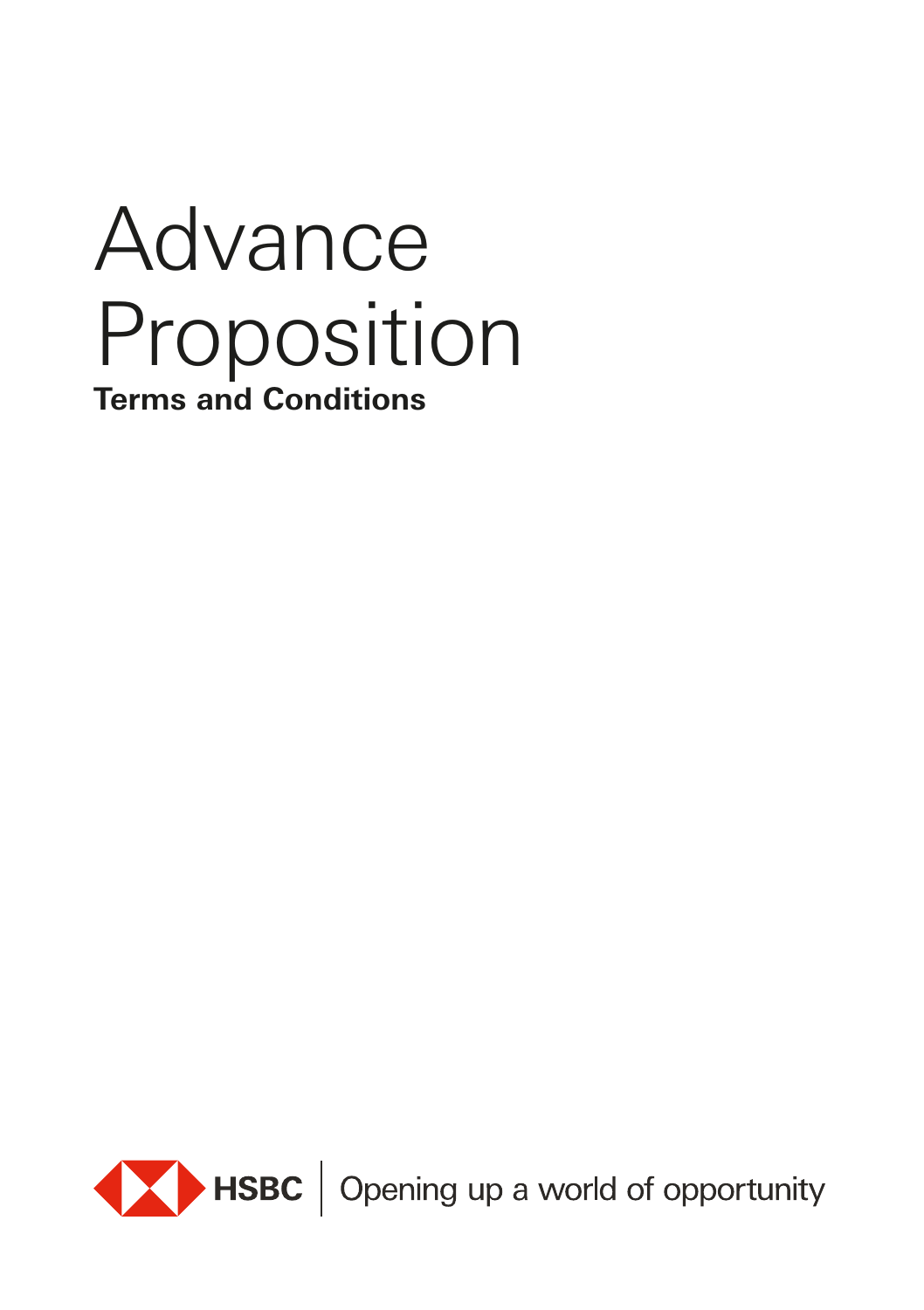# Advance Proposition

**Terms and Conditions**

HSBC | Opening up a world of opportunity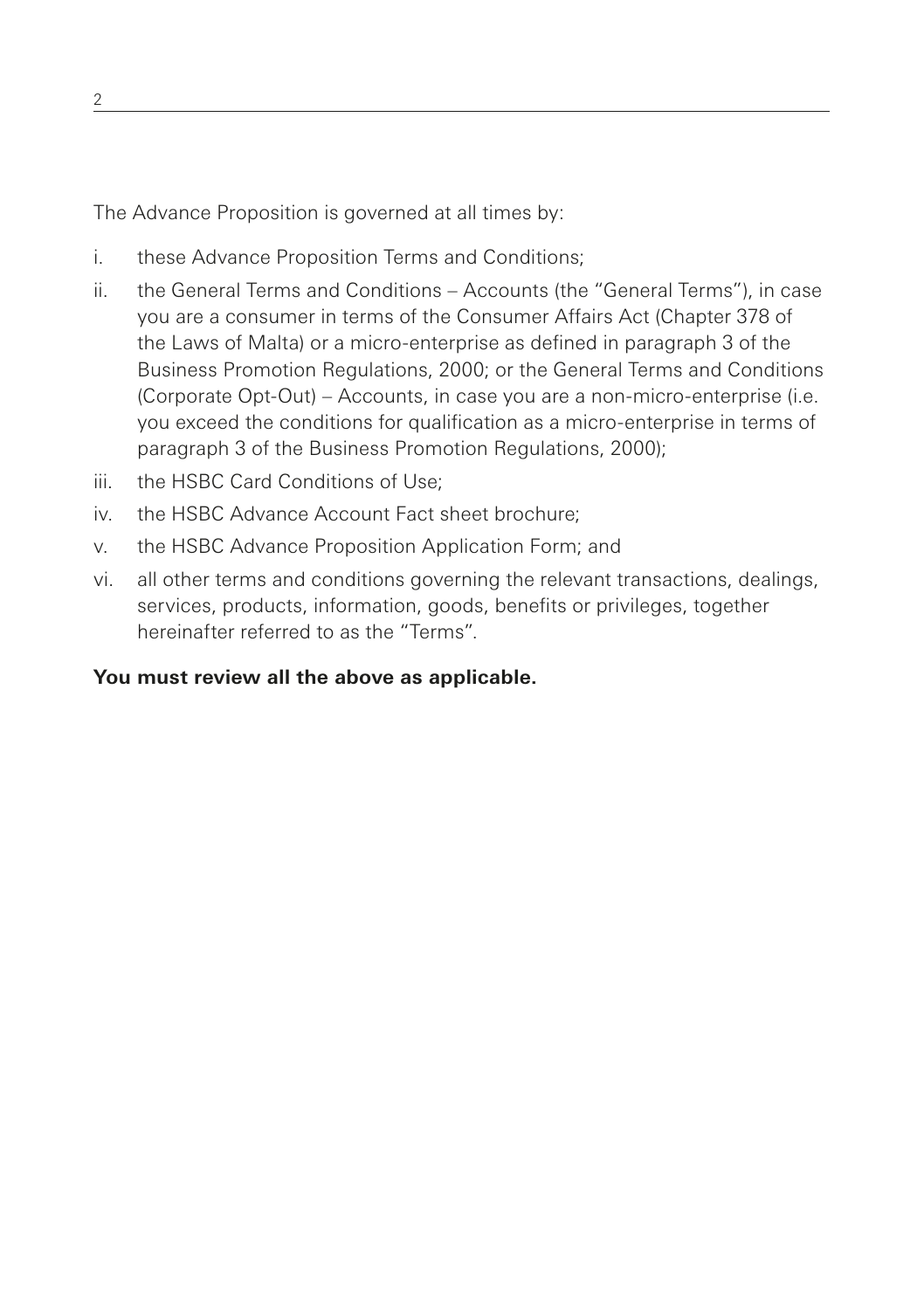The Advance Proposition is governed at all times by:

i. these Advance Proposition Terms and Conditions;

ii. the General Terms and Conditions – Accounts (the "General Terms"), in case you are a consumer in terms of the Consumer Affairs Act (Chapter 378 of the Laws of Malta) or a micro-enterprise as defined in paragraph 3 of the Business Promotion Regulations, 2000; or the General Terms and Conditions (Corporate Opt-Out) – Accounts, in case you are a non-micro-enterprise (i.e. you exceed the conditions for qualification as a micro-enterprise in terms of paragraph 3 of the Business Promotion Regulations, 2000);

iii. the HSBC Card Conditions of Use;

iv. the HSBC Advance Account Fact sheet brochure;

v. the HSBC Advance Proposition Application Form; and

vi. all other terms and conditions governing the relevant transactions, dealings, services, products, information, goods, benefits or privileges, together hereinafter referred to as the "Terms".

**You must review all the above as applicable.**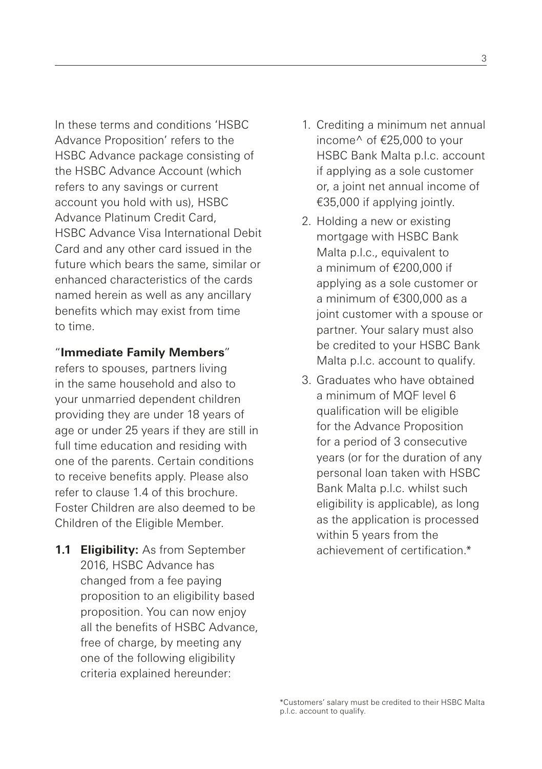In these terms and conditions 'HSBC Advance Proposition' refers to the HSBC Advance package consisting of the HSBC Advance Account (which refers to any savings or current account you hold with us), HSBC Advance Platinum Credit Card, HSBC Advance Visa International Debit Card and any other card issued in the future which bears the same, similar or enhanced characteristics of the cards named herein as well as any ancillary benefits which may exist from time to time.

"**Immediate Family Members**" refers to spouses, partners living in the same household and also to your unmarried dependent children providing they are under 18 years of age or under 25 years if they are still in full time education and residing with one of the parents. Certain conditions to receive benefits apply. Please also refer to clause 1.4 of this brochure. Foster Children are also deemed to be Children of the Eligible Member.

**1.1 Eligibility:** As from September 2016, HSBC Advance has changed from a fee paying proposition to an eligibility based proposition. You can now enjoy all the benefits of HSBC Advance, free of charge, by meeting any one of the following eligibility criteria explained hereunder:

1. Crediting a minimum net annual income^ of €25,000 to your HSBC Bank Malta p.l.c. account if applying as a sole customer or, a joint net annual income of €35,000 if applying jointly.
2. Holding a new or existing mortgage with HSBC Bank Malta p.l.c., equivalent to a minimum of €200,000 if applying as a sole customer or a minimum of €300,000 as a joint customer with a spouse or partner. Your salary must also be credited to your HSBC Bank Malta p.l.c. account to qualify.
3. Graduates who have obtained a minimum of MQF level 6 qualification will be eligible for the Advance Proposition for a period of 3 consecutive years (or for the duration of any personal loan taken with HSBC Bank Malta p.l.c. whilst such eligibility is applicable), as long as the application is processed within 5 years from the achievement of certification.*

*Customers' salary must be credited to their HSBC Malta p.l.c. account to qualify.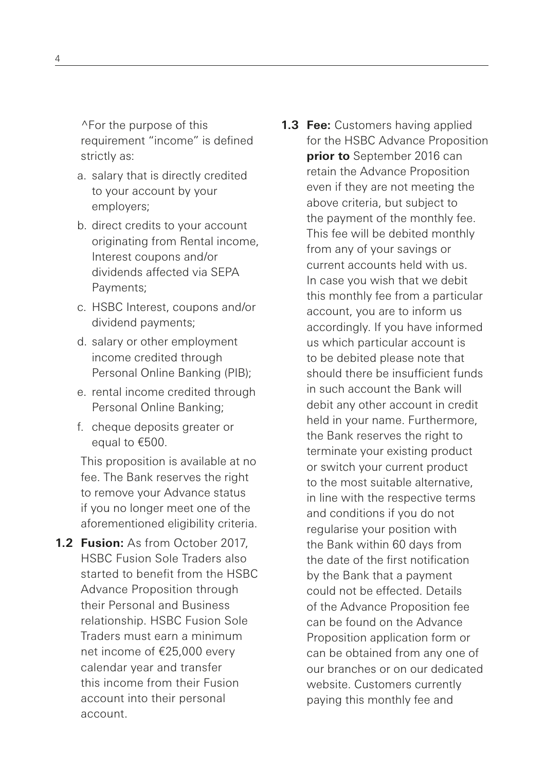^For the purpose of this requirement "income" is defined strictly as:

a. salary that is directly credited to your account by your employers;

b. direct credits to your account originating from Rental income, Interest coupons and/or dividends affected via SEPA Payments;

c. HSBC Interest, coupons and/or dividend payments;

d. salary or other employment income credited through Personal Online Banking (PIB);

e. rental income credited through Personal Online Banking;

f. cheque deposits greater or equal to €500.

This proposition is available at no fee. The Bank reserves the right to remove your Advance status if you no longer meet one of the aforementioned eligibility criteria.

**1.2 Fusion:** As from October 2017, HSBC Fusion Sole Traders also started to benefit from the HSBC Advance Proposition through their Personal and Business relationship. HSBC Fusion Sole Traders must earn a minimum net income of €25,000 every calendar year and transfer this income from their Fusion account into their personal account.

**1.3 Fee:** Customers having applied for the HSBC Advance Proposition **prior to** September 2016 can retain the Advance Proposition even if they are not meeting the above criteria, but subject to the payment of the monthly fee. This fee will be debited monthly from any of your savings or current accounts held with us. In case you wish that we debit this monthly fee from a particular account, you are to inform us accordingly. If you have informed us which particular account is to be debited please note that should there be insufficient funds in such account the Bank will debit any other account in credit held in your name. Furthermore, the Bank reserves the right to terminate your existing product or switch your current product to the most suitable alternative, in line with the respective terms and conditions if you do not regularise your position with the Bank within 60 days from the date of the first notification by the Bank that a payment could not be effected. Details of the Advance Proposition fee can be found on the Advance Proposition application form or can be obtained from any one of our branches or on our dedicated website. Customers currently paying this monthly fee and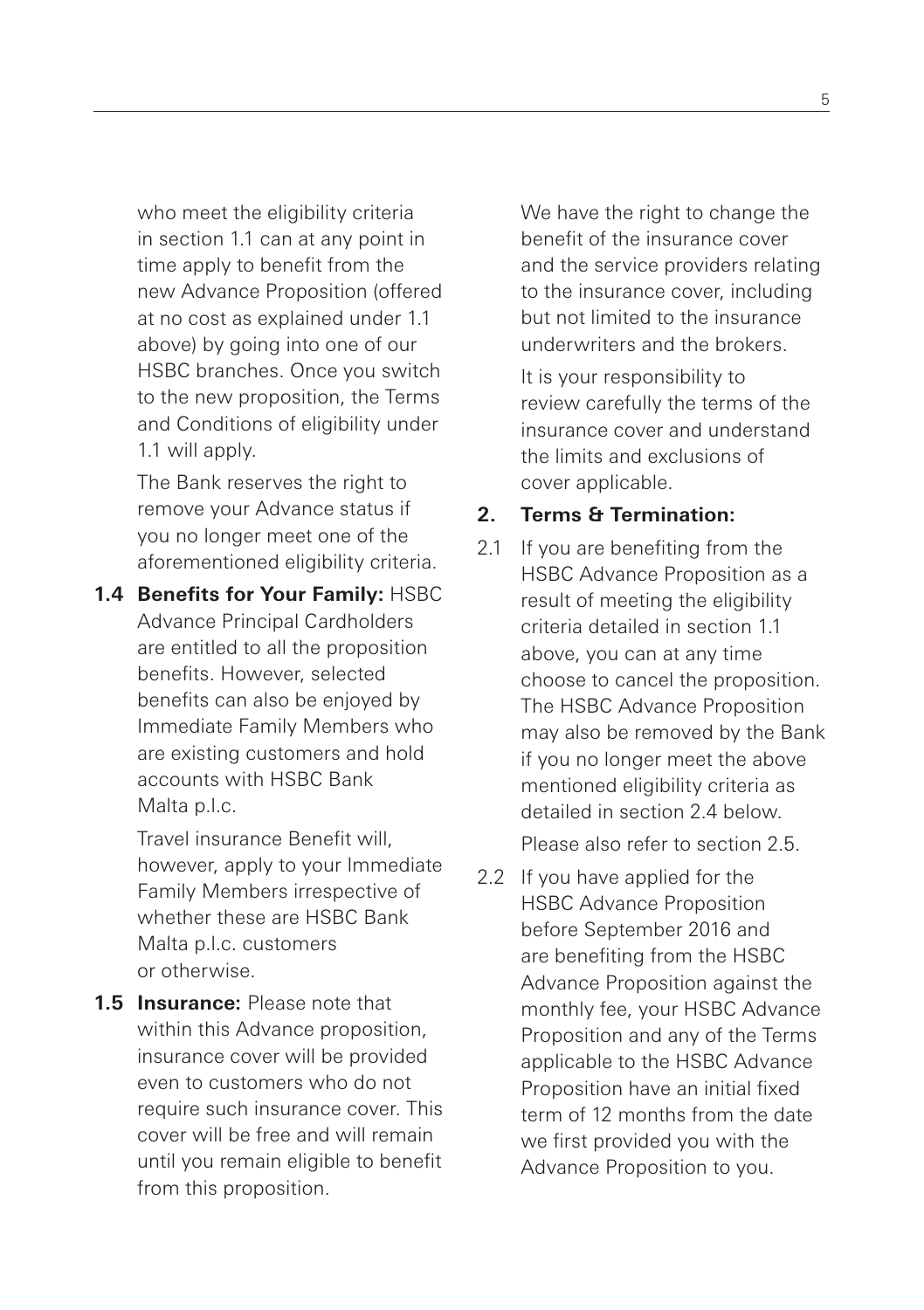who meet the eligibility criteria in section 1.1 can at any point in time apply to benefit from the new Advance Proposition (offered at no cost as explained under 1.1 above) by going into one of our HSBC branches. Once you switch to the new proposition, the Terms and Conditions of eligibility under 1.1 will apply.

The Bank reserves the right to remove your Advance status if you no longer meet one of the aforementioned eligibility criteria.

**1.4 Benefits for Your Family:** HSBC Advance Principal Cardholders are entitled to all the proposition benefits. However, selected benefits can also be enjoyed by Immediate Family Members who are existing customers and hold accounts with HSBC Bank Malta p.l.c.

Travel insurance Benefit will, however, apply to your Immediate Family Members irrespective of whether these are HSBC Bank Malta p.l.c. customers or otherwise.

**1.5 Insurance:** Please note that within this Advance proposition, insurance cover will be provided even to customers who do not require such insurance cover. This cover will be free and will remain until you remain eligible to benefit from this proposition.

We have the right to change the benefit of the insurance cover and the service providers relating to the insurance cover, including but not limited to the insurance underwriters and the brokers.

It is your responsibility to review carefully the terms of the insurance cover and understand the limits and exclusions of cover applicable.

## 2. Terms & Termination:

2.1 If you are benefiting from the HSBC Advance Proposition as a result of meeting the eligibility criteria detailed in section 1.1 above, you can at any time choose to cancel the proposition. The HSBC Advance Proposition may also be removed by the Bank if you no longer meet the above mentioned eligibility criteria as detailed in section 2.4 below.

Please also refer to section 2.5.

2.2 If you have applied for the HSBC Advance Proposition before September 2016 and are benefiting from the HSBC Advance Proposition against the monthly fee, your HSBC Advance Proposition and any of the Terms applicable to the HSBC Advance Proposition have an initial fixed term of 12 months from the date we first provided you with the Advance Proposition to you.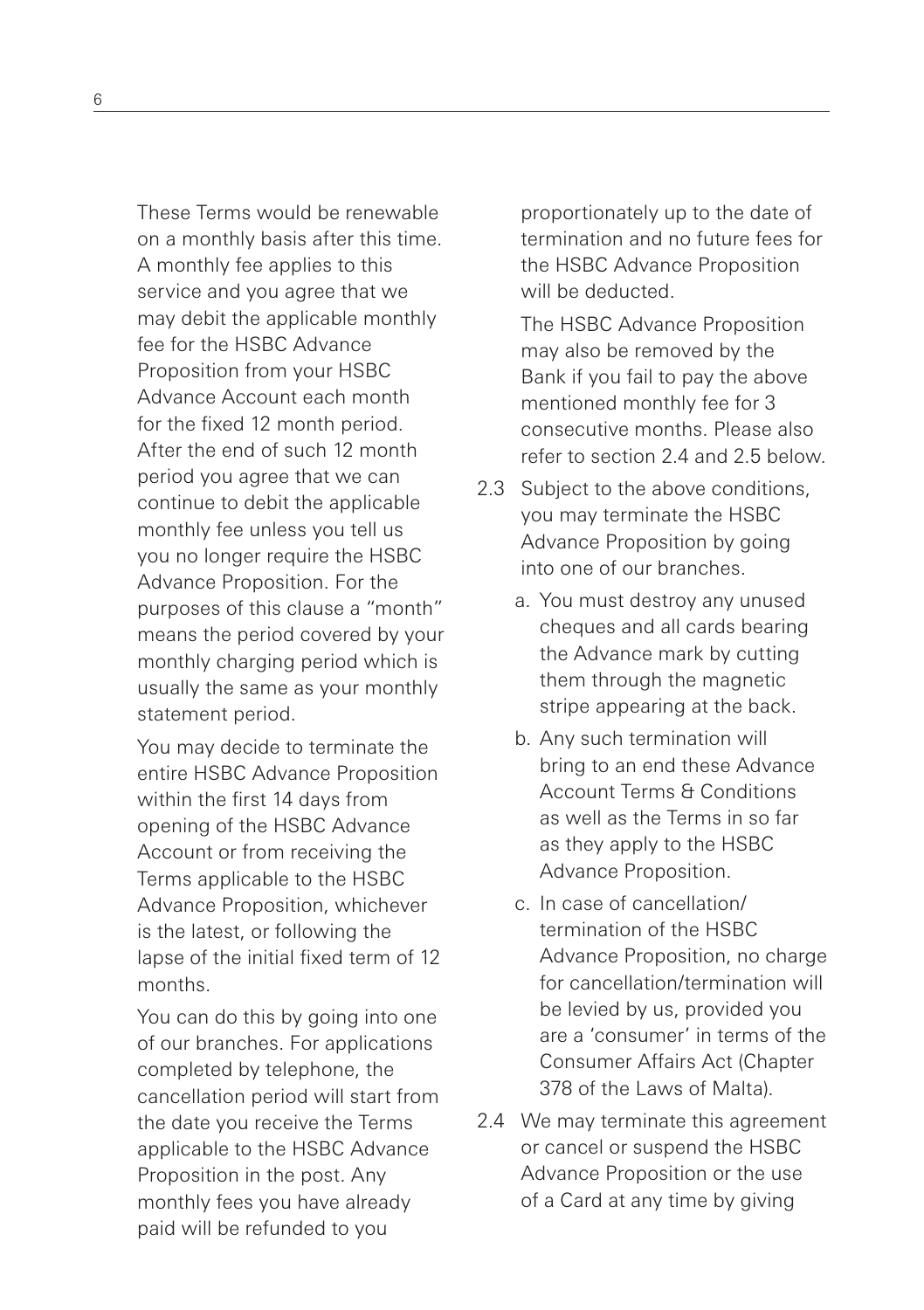These Terms would be renewable on a monthly basis after this time. A monthly fee applies to this service and you agree that we may debit the applicable monthly fee for the HSBC Advance Proposition from your HSBC Advance Account each month for the fixed 12 month period. After the end of such 12 month period you agree that we can continue to debit the applicable monthly fee unless you tell us you no longer require the HSBC Advance Proposition. For the purposes of this clause a "month" means the period covered by your monthly charging period which is usually the same as your monthly statement period.

You may decide to terminate the entire HSBC Advance Proposition within the first 14 days from opening of the HSBC Advance Account or from receiving the Terms applicable to the HSBC Advance Proposition, whichever is the latest, or following the lapse of the initial fixed term of 12 months.

You can do this by going into one of our branches. For applications completed by telephone, the cancellation period will start from the date you receive the Terms applicable to the HSBC Advance Proposition in the post. Any monthly fees you have already paid will be refunded to you proportionately up to the date of termination and no future fees for the HSBC Advance Proposition will be deducted.

The HSBC Advance Proposition may also be removed by the Bank if you fail to pay the above mentioned monthly fee for 3 consecutive months. Please also refer to section 2.4 and 2.5 below.

2.3 Subject to the above conditions, you may terminate the HSBC Advance Proposition by going into one of our branches.

   a. You must destroy any unused cheques and all cards bearing the Advance mark by cutting them through the magnetic stripe appearing at the back.

   b. Any such termination will bring to an end these Advance Account Terms & Conditions as well as the Terms in so far as they apply to the HSBC Advance Proposition.

   c. In case of cancellation/termination of the HSBC Advance Proposition, no charge for cancellation/termination will be levied by us, provided you are a 'consumer' in terms of the Consumer Affairs Act (Chapter 378 of the Laws of Malta).

2.4 We may terminate this agreement or cancel or suspend the HSBC Advance Proposition or the use of a Card at any time by giving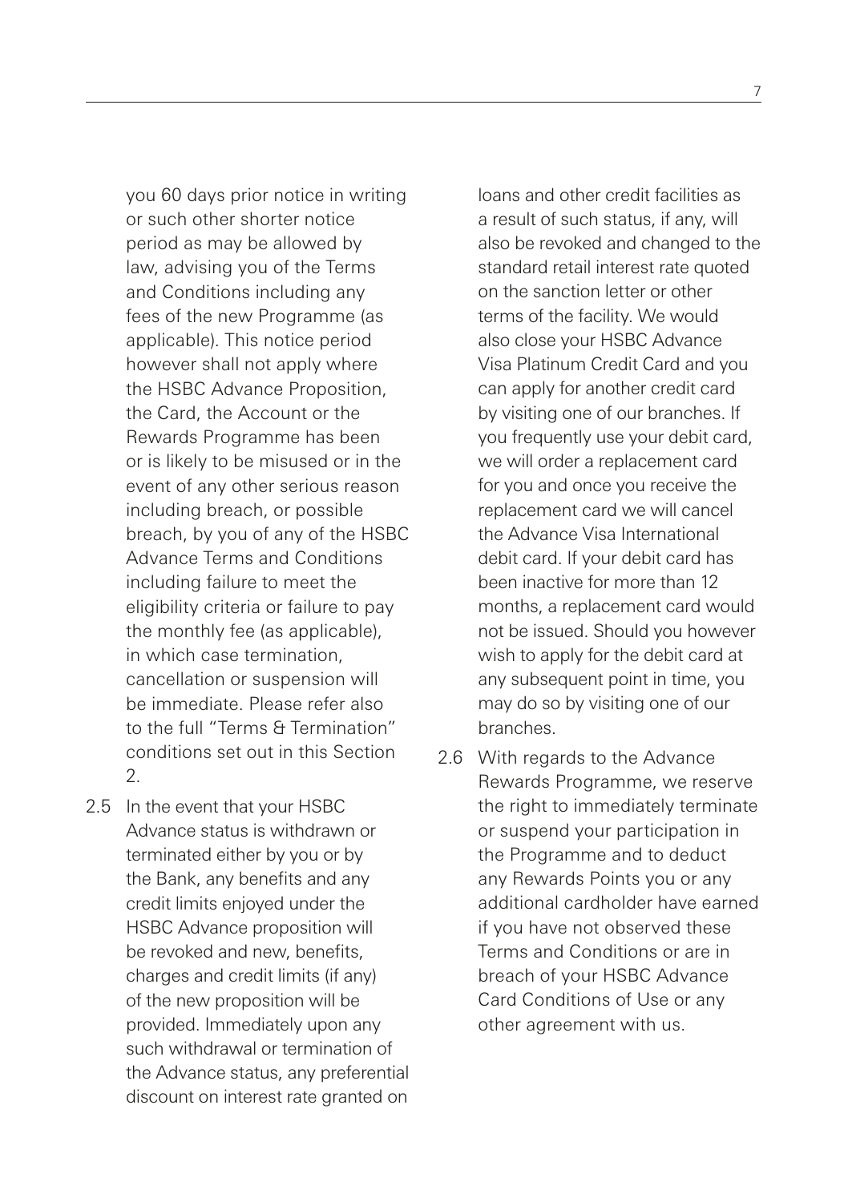you 60 days prior notice in writing or such other shorter notice period as may be allowed by law, advising you of the Terms and Conditions including any fees of the new Programme (as applicable). This notice period however shall not apply where the HSBC Advance Proposition, the Card, the Account or the Rewards Programme has been or is likely to be misused or in the event of any other serious reason including breach, or possible breach, by you of any of the HSBC Advance Terms and Conditions including failure to meet the eligibility criteria or failure to pay the monthly fee (as applicable), in which case termination, cancellation or suspension will be immediate. Please refer also to the full "Terms & Termination" conditions set out in this Section 2.

2.5 In the event that your HSBC Advance status is withdrawn or terminated either by you or by the Bank, any benefits and any credit limits enjoyed under the HSBC Advance proposition will be revoked and new, benefits, charges and credit limits (if any) of the new proposition will be provided. Immediately upon any such withdrawal or termination of the Advance status, any preferential discount on interest rate granted on loans and other credit facilities as a result of such status, if any, will also be revoked and changed to the standard retail interest rate quoted on the sanction letter or other terms of the facility. We would also close your HSBC Advance Visa Platinum Credit Card and you can apply for another credit card by visiting one of our branches. If you frequently use your debit card, we will order a replacement card for you and once you receive the replacement card we will cancel the Advance Visa International debit card. If your debit card has been inactive for more than 12 months, a replacement card would not be issued. Should you however wish to apply for the debit card at any subsequent point in time, you may do so by visiting one of our branches.

2.6 With regards to the Advance Rewards Programme, we reserve the right to immediately terminate or suspend your participation in the Programme and to deduct any Rewards Points you or any additional cardholder have earned if you have not observed these Terms and Conditions or are in breach of your HSBC Advance Card Conditions of Use or any other agreement with us.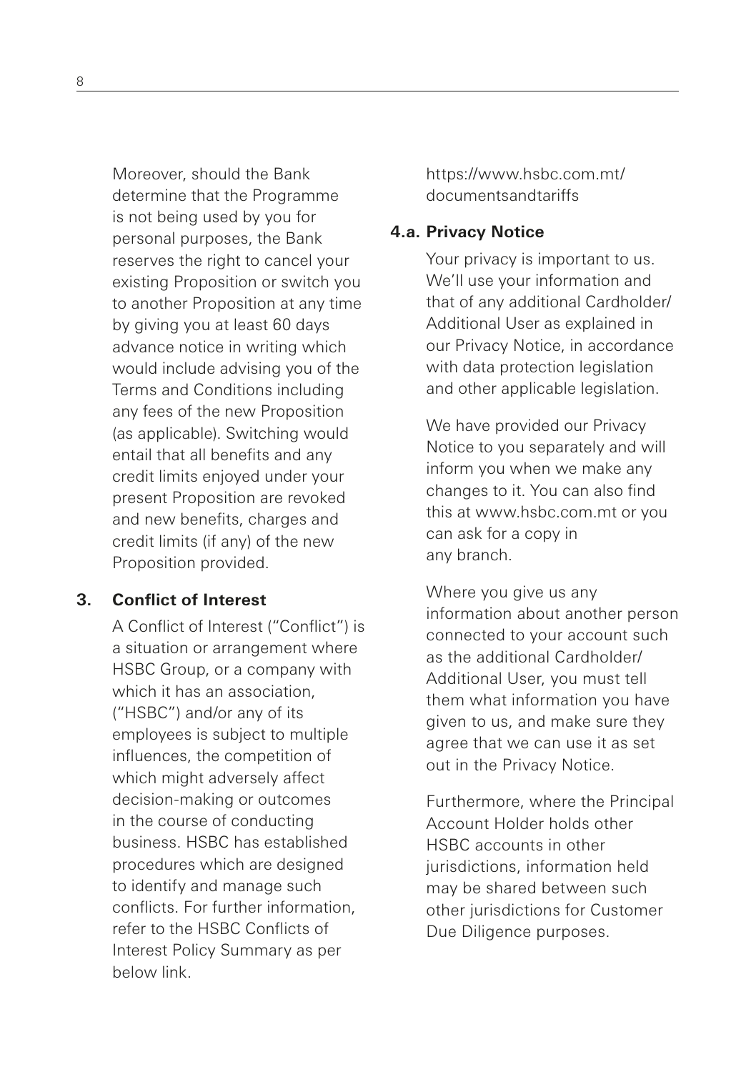Moreover, should the Bank determine that the Programme is not being used by you for personal purposes, the Bank reserves the right to cancel your existing Proposition or switch you to another Proposition at any time by giving you at least 60 days advance notice in writing which would include advising you of the Terms and Conditions including any fees of the new Proposition (as applicable). Switching would entail that all benefits and any credit limits enjoyed under your present Proposition are revoked and new benefits, charges and credit limits (if any) of the new Proposition provided.

## 3. Conflict of Interest

A Conflict of Interest ("Conflict") is a situation or arrangement where HSBC Group, or a company with which it has an association, ("HSBC") and/or any of its employees is subject to multiple influences, the competition of which might adversely affect decision-making or outcomes in the course of conducting business. HSBC has established procedures which are designed to identify and manage such conflicts. For further information, refer to the HSBC Conflicts of Interest Policy Summary as per below link.

https://www.hsbc.com.mt/documentsandtariffs

## 4.a. Privacy Notice

Your privacy is important to us. We'll use your information and that of any additional Cardholder/Additional User as explained in our Privacy Notice, in accordance with data protection legislation and other applicable legislation.

We have provided our Privacy Notice to you separately and will inform you when we make any changes to it. You can also find this at www.hsbc.com.mt or you can ask for a copy in any branch.

Where you give us any information about another person connected to your account such as the additional Cardholder/Additional User, you must tell them what information you have given to us, and make sure they agree that we can use it as set out in the Privacy Notice.

Furthermore, where the Principal Account Holder holds other HSBC accounts in other jurisdictions, information held may be shared between such other jurisdictions for Customer Due Diligence purposes.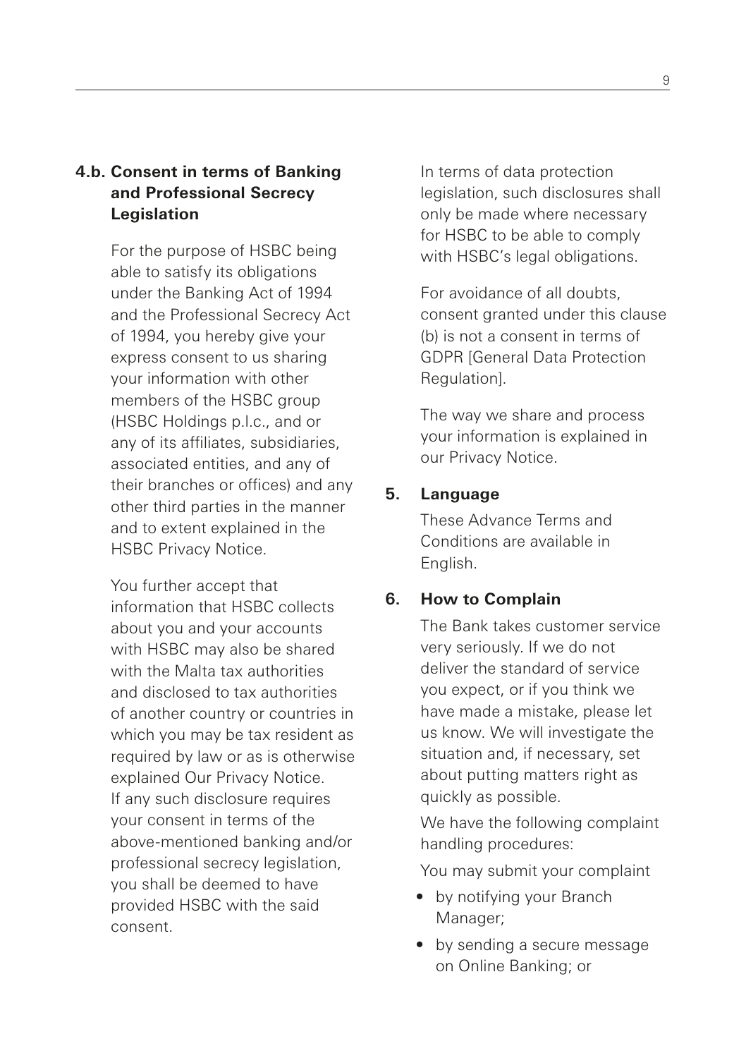### 4.b. Consent in terms of Banking and Professional Secrecy Legislation

For the purpose of HSBC being able to satisfy its obligations under the Banking Act of 1994 and the Professional Secrecy Act of 1994, you hereby give your express consent to us sharing your information with other members of the HSBC group (HSBC Holdings p.l.c., and or any of its affiliates, subsidiaries, associated entities, and any of their branches or offices) and any other third parties in the manner and to extent explained in the HSBC Privacy Notice.

You further accept that information that HSBC collects about you and your accounts with HSBC may also be shared with the Malta tax authorities and disclosed to tax authorities of another country or countries in which you may be tax resident as required by law or as is otherwise explained Our Privacy Notice. If any such disclosure requires your consent in terms of the above-mentioned banking and/or professional secrecy legislation, you shall be deemed to have provided HSBC with the said consent.

In terms of data protection legislation, such disclosures shall only be made where necessary for HSBC to be able to comply with HSBC's legal obligations.

For avoidance of all doubts, consent granted under this clause (b) is not a consent in terms of GDPR [General Data Protection Regulation].

The way we share and process your information is explained in our Privacy Notice.

### 5. Language

These Advance Terms and Conditions are available in English.

### 6. How to Complain

The Bank takes customer service very seriously. If we do not deliver the standard of service you expect, or if you think we have made a mistake, please let us know. We will investigate the situation and, if necessary, set about putting matters right as quickly as possible.

We have the following complaint handling procedures:

You may submit your complaint

- by notifying your Branch Manager;
- by sending a secure message on Online Banking; or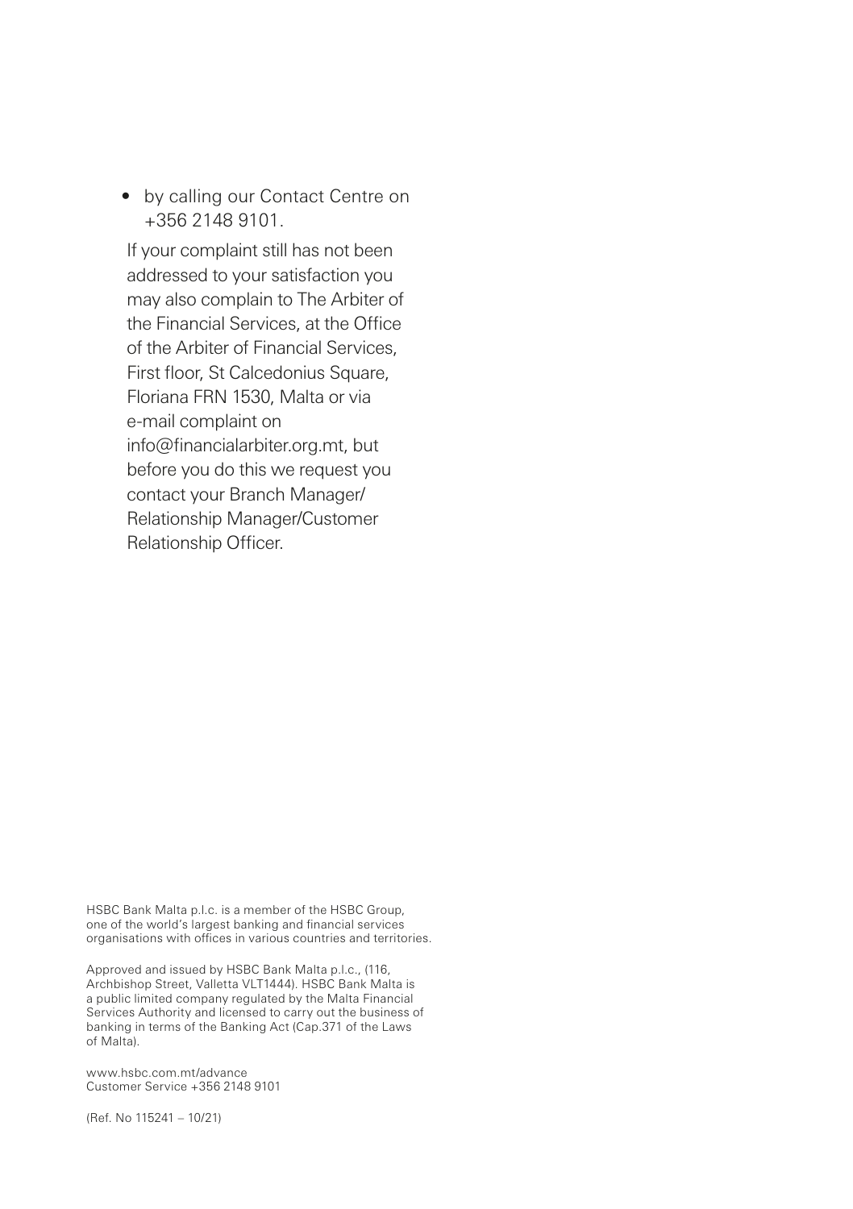- by calling our Contact Centre on +356 2148 9101.

If your complaint still has not been addressed to your satisfaction you may also complain to The Arbiter of the Financial Services, at the Office of the Arbiter of Financial Services, First floor, St Calcedonius Square, Floriana FRN 1530, Malta or via e-mail complaint on info@financialarbiter.org.mt, but before you do this we request you contact your Branch Manager/ Relationship Manager/Customer Relationship Officer.

HSBC Bank Malta p.l.c. is a member of the HSBC Group, one of the world's largest banking and financial services organisations with offices in various countries and territories.

Approved and issued by HSBC Bank Malta p.l.c., (116, Archbishop Street, Valletta VLT1444). HSBC Bank Malta is a public limited company regulated by the Malta Financial Services Authority and licensed to carry out the business of banking in terms of the Banking Act (Cap.371 of the Laws of Malta).

www.hsbc.com.mt/advance
Customer Service +356 2148 9101

(Ref. No 115241 – 10/21)